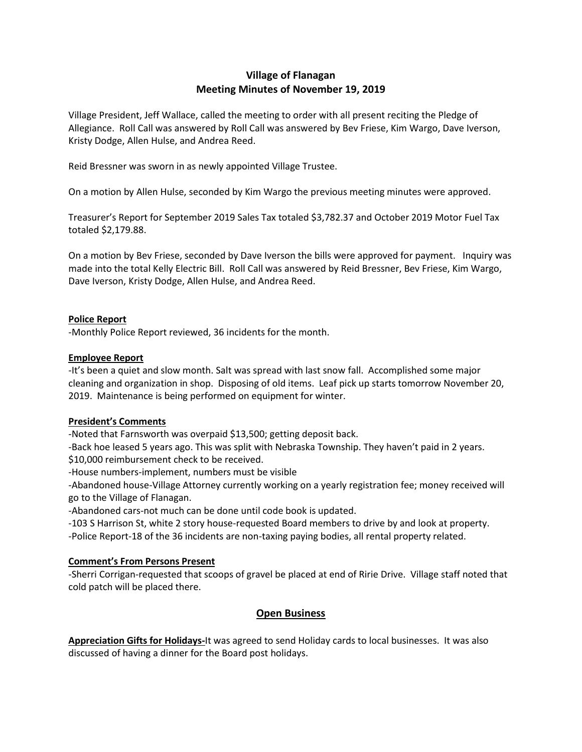# Village of Flanagan
## Meeting Minutes of November 19, 2019

Village President, Jeff Wallace, called the meeting to order with all present reciting the Pledge of Allegiance. Roll Call was answered by Roll Call was answered by Bev Friese, Kim Wargo, Dave Iverson, Kristy Dodge, Allen Hulse, and Andrea Reed.

Reid Bressner was sworn in as newly appointed Village Trustee.

On a motion by Allen Hulse, seconded by Kim Wargo the previous meeting minutes were approved.

Treasurer's Report for September 2019 Sales Tax totaled $3,782.37 and October 2019 Motor Fuel Tax totaled $2,179.88.

On a motion by Bev Friese, seconded by Dave Iverson the bills were approved for payment. Inquiry was made into the total Kelly Electric Bill. Roll Call was answered by Reid Bressner, Bev Friese, Kim Wargo, Dave Iverson, Kristy Dodge, Allen Hulse, and Andrea Reed.

**Police Report**

-Monthly Police Report reviewed, 36 incidents for the month.

**Employee Report**

-It's been a quiet and slow month. Salt was spread with last snow fall. Accomplished some major cleaning and organization in shop. Disposing of old items. Leaf pick up starts tomorrow November 20, 2019. Maintenance is being performed on equipment for winter.

**President's Comments**

-Noted that Farnsworth was overpaid $13,500; getting deposit back.
-Back hoe leased 5 years ago. This was split with Nebraska Township. They haven't paid in 2 years. $10,000 reimbursement check to be received.
-House numbers-implement, numbers must be visible
-Abandoned house-Village Attorney currently working on a yearly registration fee; money received will go to the Village of Flanagan.
-Abandoned cars-not much can be done until code book is updated.
-103 S Harrison St, white 2 story house-requested Board members to drive by and look at property.
-Police Report-18 of the 36 incidents are non-taxing paying bodies, all rental property related.

**Comment's From Persons Present**

-Sherri Corrigan-requested that scoops of gravel be placed at end of Ririe Drive. Village staff noted that cold patch will be placed there.

## Open Business

**Appreciation Gifts for Holidays-**It was agreed to send Holiday cards to local businesses. It was also discussed of having a dinner for the Board post holidays.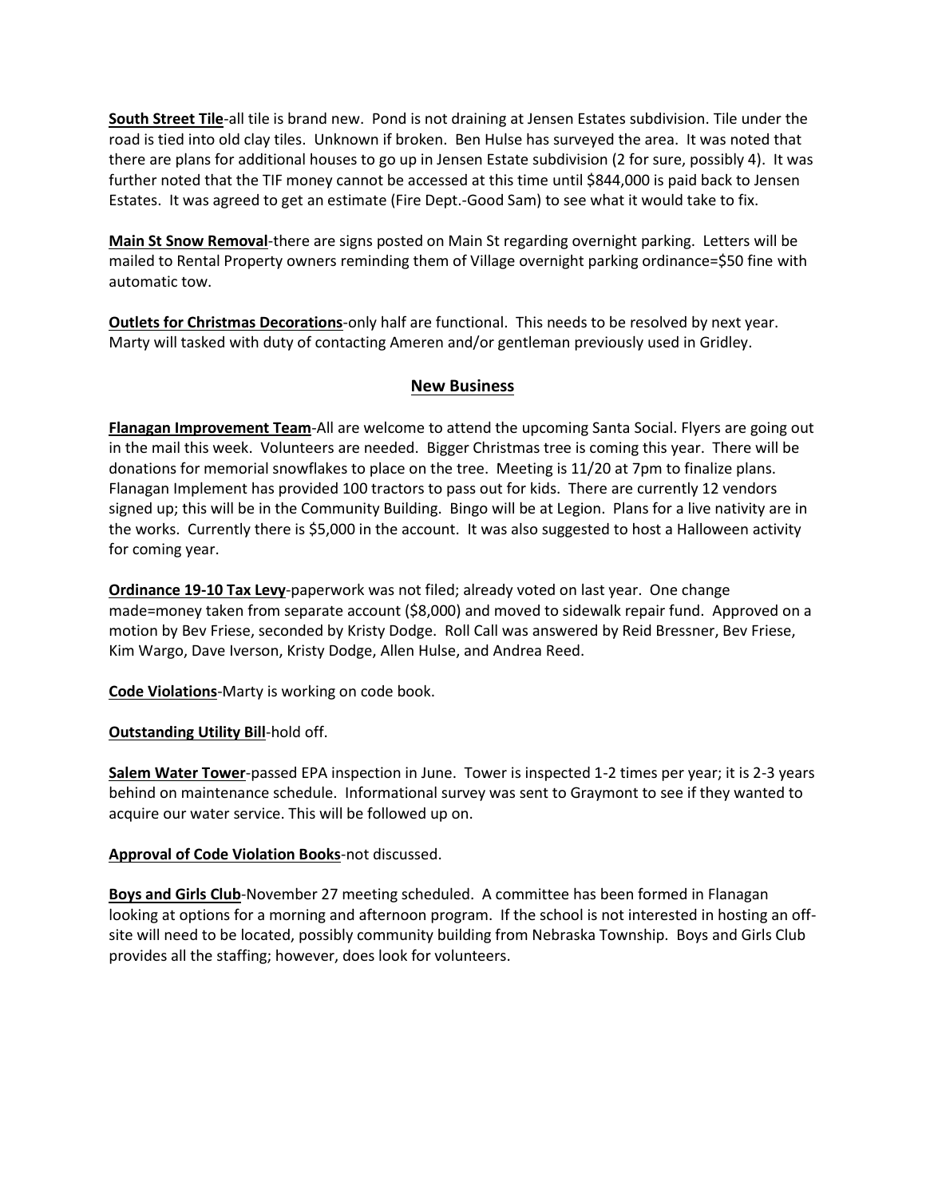**South Street Tile**-all tile is brand new. Pond is not draining at Jensen Estates subdivision. Tile under the road is tied into old clay tiles. Unknown if broken. Ben Hulse has surveyed the area. It was noted that there are plans for additional houses to go up in Jensen Estate subdivision (2 for sure, possibly 4). It was further noted that the TIF money cannot be accessed at this time until $844,000 is paid back to Jensen Estates. It was agreed to get an estimate (Fire Dept.-Good Sam) to see what it would take to fix.

**Main St Snow Removal**-there are signs posted on Main St regarding overnight parking. Letters will be mailed to Rental Property owners reminding them of Village overnight parking ordinance=$50 fine with automatic tow.

**Outlets for Christmas Decorations**-only half are functional. This needs to be resolved by next year. Marty will tasked with duty of contacting Ameren and/or gentleman previously used in Gridley.

## New Business

**Flanagan Improvement Team**-All are welcome to attend the upcoming Santa Social. Flyers are going out in the mail this week. Volunteers are needed. Bigger Christmas tree is coming this year. There will be donations for memorial snowflakes to place on the tree. Meeting is 11/20 at 7pm to finalize plans. Flanagan Implement has provided 100 tractors to pass out for kids. There are currently 12 vendors signed up; this will be in the Community Building. Bingo will be at Legion. Plans for a live nativity are in the works. Currently there is $5,000 in the account. It was also suggested to host a Halloween activity for coming year.

**Ordinance 19-10 Tax Levy**-paperwork was not filed; already voted on last year. One change made=money taken from separate account ($8,000) and moved to sidewalk repair fund. Approved on a motion by Bev Friese, seconded by Kristy Dodge. Roll Call was answered by Reid Bressner, Bev Friese, Kim Wargo, Dave Iverson, Kristy Dodge, Allen Hulse, and Andrea Reed.

**Code Violations**-Marty is working on code book.

**Outstanding Utility Bill**-hold off.

**Salem Water Tower**-passed EPA inspection in June. Tower is inspected 1-2 times per year; it is 2-3 years behind on maintenance schedule. Informational survey was sent to Graymont to see if they wanted to acquire our water service. This will be followed up on.

**Approval of Code Violation Books**-not discussed.

**Boys and Girls Club**-November 27 meeting scheduled. A committee has been formed in Flanagan looking at options for a morning and afternoon program. If the school is not interested in hosting an off-site will need to be located, possibly community building from Nebraska Township. Boys and Girls Club provides all the staffing; however, does look for volunteers.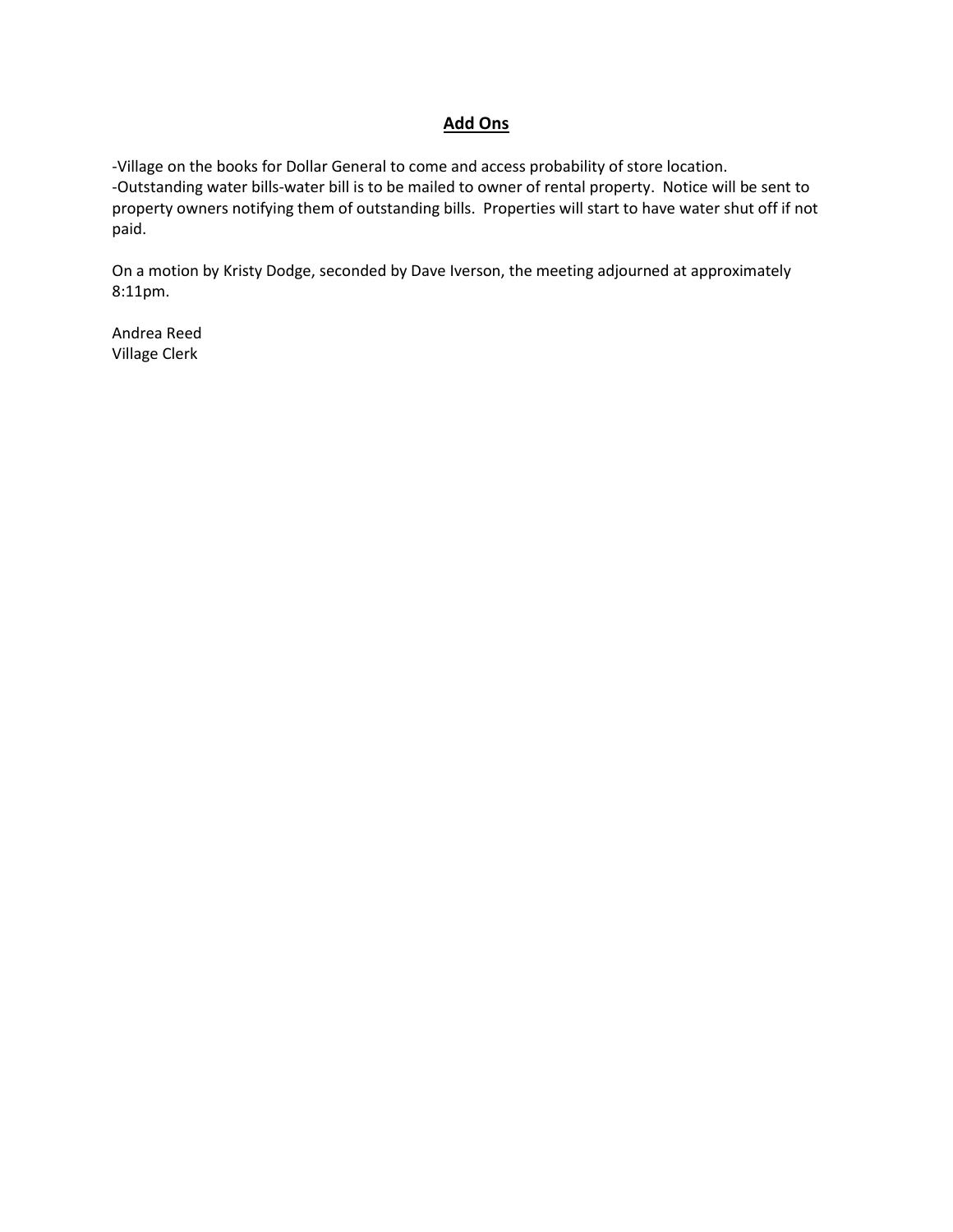## Add Ons

-Village on the books for Dollar General to come and access probability of store location.
-Outstanding water bills-water bill is to be mailed to owner of rental property. Notice will be sent to property owners notifying them of outstanding bills. Properties will start to have water shut off if not paid.

On a motion by Kristy Dodge, seconded by Dave Iverson, the meeting adjourned at approximately 8:11pm.

Andrea Reed
Village Clerk